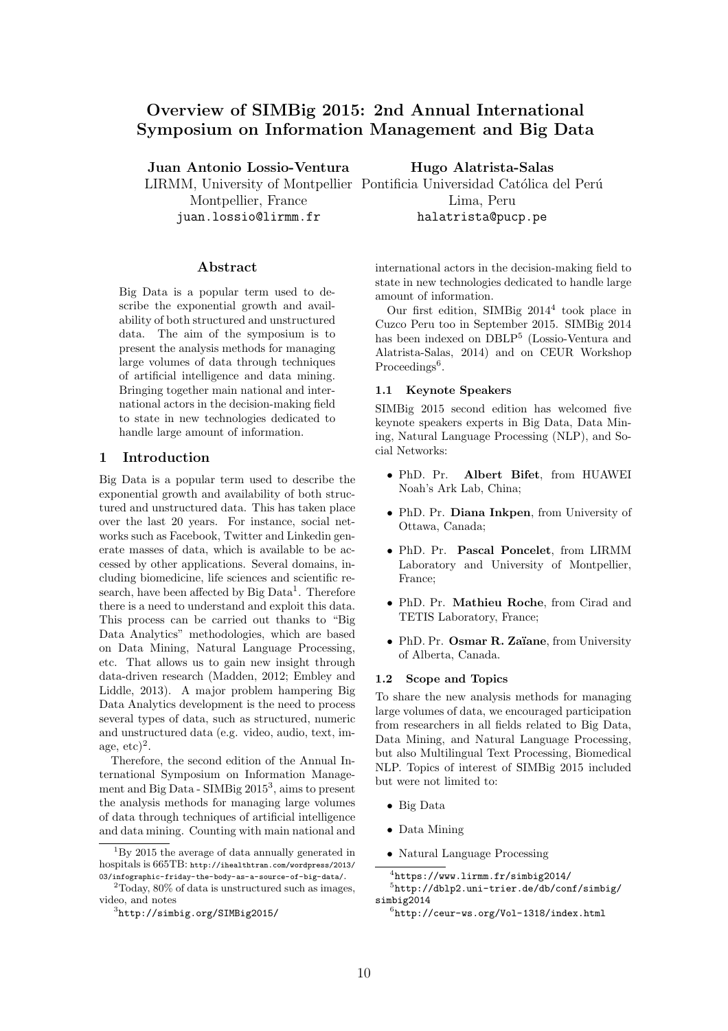# Overview of SIMBig 2015: 2nd Annual International Symposium on Information Management and Big Data

**Juan Antonio Lossio-Ventura**
LIRMM, University of Montpellier
Montpellier, France
juan.lossio@lirmm.fr

**Hugo Alatrista-Salas**
Pontificia Universidad Católica del Perú
Lima, Peru
halatrista@pucp.pe

## Abstract

Big Data is a popular term used to describe the exponential growth and availability of both structured and unstructured data. The aim of the symposium is to present the analysis methods for managing large volumes of data through techniques of artificial intelligence and data mining. Bringing together main national and international actors in the decision-making field to state in new technologies dedicated to handle large amount of information.

## 1 Introduction

Big Data is a popular term used to describe the exponential growth and availability of both structured and unstructured data. This has taken place over the last 20 years. For instance, social networks such as Facebook, Twitter and Linkedin generate masses of data, which is available to be accessed by other applications. Several domains, including biomedicine, life sciences and scientific research, have been affected by Big Data[1]. Therefore there is a need to understand and exploit this data. This process can be carried out thanks to "Big Data Analytics" methodologies, which are based on Data Mining, Natural Language Processing, etc. That allows us to gain new insight through data-driven research (Madden, 2012; Embley and Liddle, 2013). A major problem hampering Big Data Analytics development is the need to process several types of data, such as structured, numeric and unstructured data (e.g. video, audio, text, image, etc)[2].

Therefore, the second edition of the Annual International Symposium on Information Management and Big Data - SIMBig 2015[3], aims to present the analysis methods for managing large volumes of data through techniques of artificial intelligence and data mining. Counting with main national and international actors in the decision-making field to state in new technologies dedicated to handle large amount of information.

Our first edition, SIMBig 2014[4] took place in Cuzco Peru too in September 2015. SIMBig 2014 has been indexed on DBLP[5] (Lossio-Ventura and Alatrista-Salas, 2014) and on CEUR Workshop Proceedings[6].

### 1.1 Keynote Speakers

SIMBig 2015 second edition has welcomed five keynote speakers experts in Big Data, Data Mining, Natural Language Processing (NLP), and Social Networks:

- PhD. Pr. **Albert Bifet**, from HUAWEI Noah's Ark Lab, China;
- PhD. Pr. **Diana Inkpen**, from University of Ottawa, Canada;
- PhD. Pr. **Pascal Poncelet**, from LIRMM Laboratory and University of Montpellier, France;
- PhD. Pr. **Mathieu Roche**, from Cirad and TETIS Laboratory, France;
- PhD. Pr. **Osmar R. Zaïane**, from University of Alberta, Canada.

### 1.2 Scope and Topics

To share the new analysis methods for managing large volumes of data, we encouraged participation from researchers in all fields related to Big Data, Data Mining, and Natural Language Processing, but also Multilingual Text Processing, Biomedical NLP. Topics of interest of SIMBig 2015 included but were not limited to:

- Big Data
- Data Mining
- Natural Language Processing

---

[1] By 2015 the average of data annually generated in hospitals is 665TB: http://ihealthtran.com/wordpress/2013/03/infographic-friday-the-body-as-a-source-of-big-data/.

[2] Today, 80% of data is unstructured such as images, video, and notes

[3] http://simbig.org/SIMBig2015/

[4] https://www.lirmm.fr/simbig2014/

[5] http://dblp2.uni-trier.de/db/conf/simbig/simbig2014

[6] http://ceur-ws.org/Vol-1318/index.html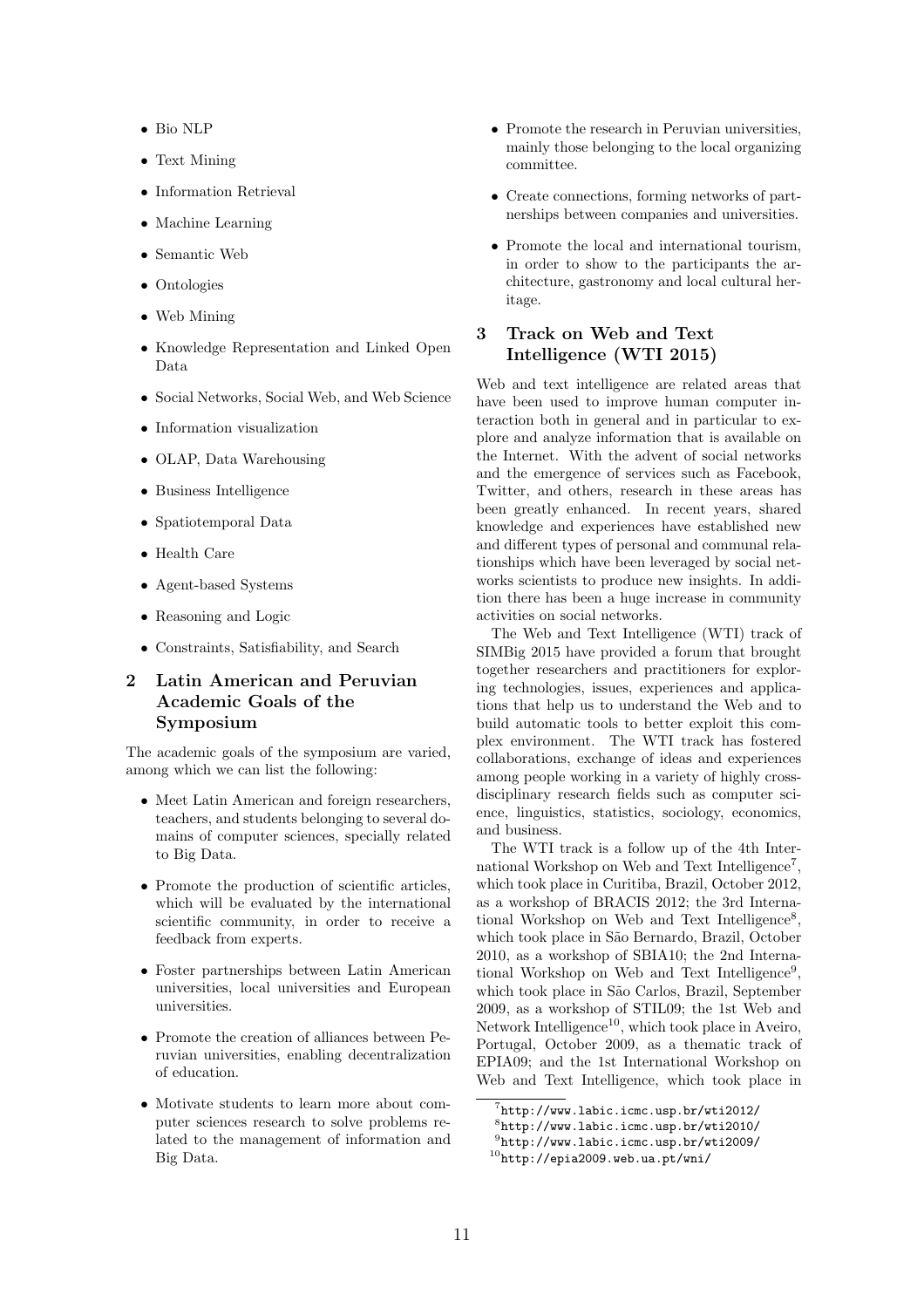- Bio NLP
- Text Mining
- Information Retrieval
- Machine Learning
- Semantic Web
- Ontologies
- Web Mining
- Knowledge Representation and Linked Open Data
- Social Networks, Social Web, and Web Science
- Information visualization
- OLAP, Data Warehousing
- Business Intelligence
- Spatiotemporal Data
- Health Care
- Agent-based Systems
- Reasoning and Logic
- Constraints, Satisfiability, and Search

## 2 Latin American and Peruvian Academic Goals of the Symposium

The academic goals of the symposium are varied, among which we can list the following:

- Meet Latin American and foreign researchers, teachers, and students belonging to several domains of computer sciences, specially related to Big Data.
- Promote the production of scientific articles, which will be evaluated by the international scientific community, in order to receive a feedback from experts.
- Foster partnerships between Latin American universities, local universities and European universities.
- Promote the creation of alliances between Peruvian universities, enabling decentralization of education.
- Motivate students to learn more about computer sciences research to solve problems related to the management of information and Big Data.
- Promote the research in Peruvian universities, mainly those belonging to the local organizing committee.
- Create connections, forming networks of partnerships between companies and universities.
- Promote the local and international tourism, in order to show to the participants the architecture, gastronomy and local cultural heritage.

## 3 Track on Web and Text Intelligence (WTI 2015)

Web and text intelligence are related areas that have been used to improve human computer interaction both in general and in particular to explore and analyze information that is available on the Internet. With the advent of social networks and the emergence of services such as Facebook, Twitter, and others, research in these areas has been greatly enhanced. In recent years, shared knowledge and experiences have established new and different types of personal and communal relationships which have been leveraged by social networks scientists to produce new insights. In addition there has been a huge increase in community activities on social networks.

The Web and Text Intelligence (WTI) track of SIMBig 2015 have provided a forum that brought together researchers and practitioners for exploring technologies, issues, experiences and applications that help us to understand the Web and to build automatic tools to better exploit this complex environment. The WTI track has fostered collaborations, exchange of ideas and experiences among people working in a variety of highly cross-disciplinary research fields such as computer science, linguistics, statistics, sociology, economics, and business.

The WTI track is a follow up of the 4th International Workshop on Web and Text Intelligence[7], which took place in Curitiba, Brazil, October 2012, as a workshop of BRACIS 2012; the 3rd International Workshop on Web and Text Intelligence[8], which took place in São Bernardo, Brazil, October 2010, as a workshop of SBIA10; the 2nd International Workshop on Web and Text Intelligence[9], which took place in São Carlos, Brazil, September 2009, as a workshop of STIL09; the 1st Web and Network Intelligence[10], which took place in Aveiro, Portugal, October 2009, as a thematic track of EPIA09; and the 1st International Workshop on Web and Text Intelligence, which took place in

[7] http://www.labic.icmc.usp.br/wti2012/

[8] http://www.labic.icmc.usp.br/wti2010/

[9] http://www.labic.icmc.usp.br/wti2009/

[10] http://epia2009.web.ua.pt/wni/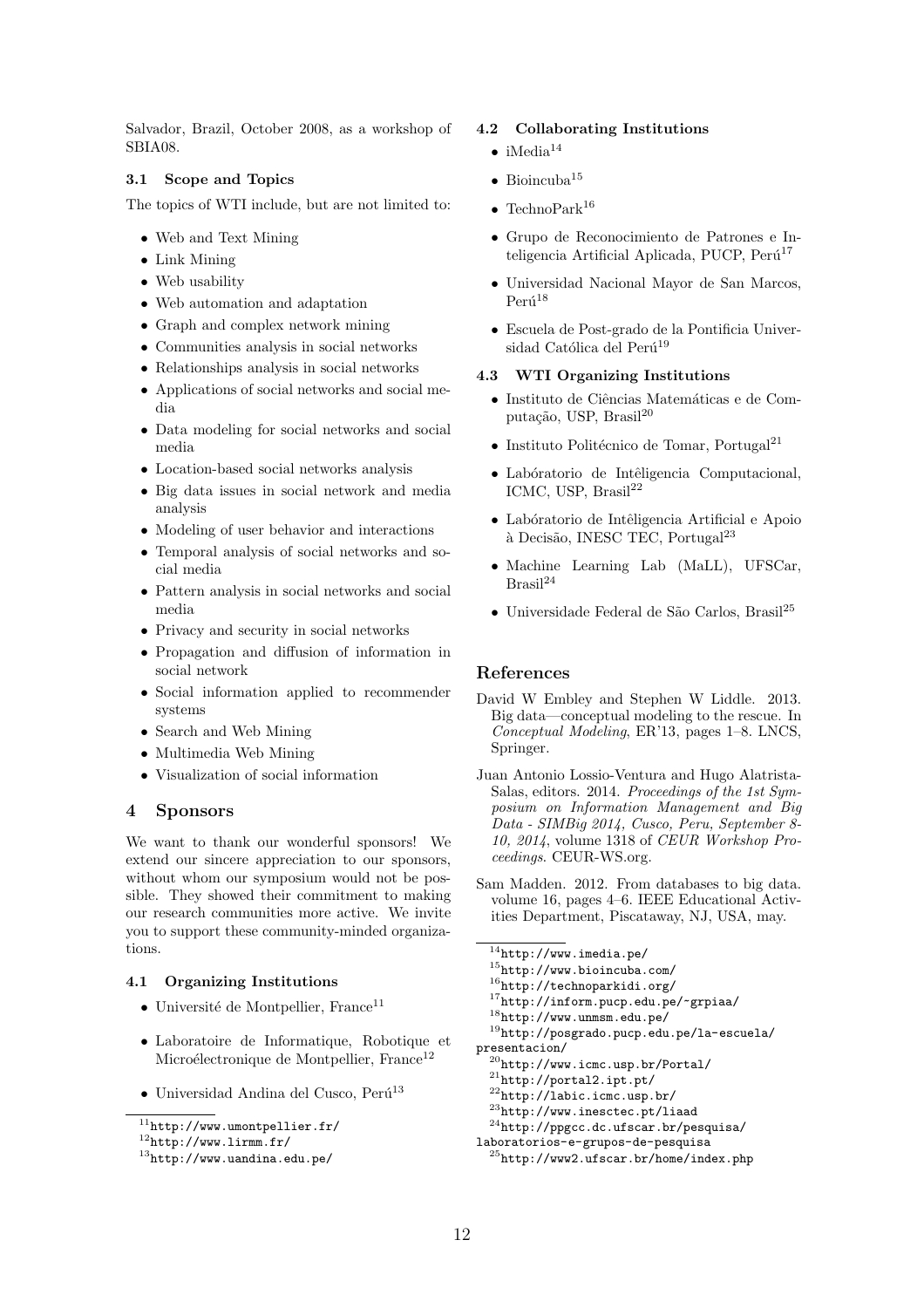Salvador, Brazil, October 2008, as a workshop of SBIA08.

### 3.1 Scope and Topics

The topics of WTI include, but are not limited to:

- Web and Text Mining
- Link Mining
- Web usability
- Web automation and adaptation
- Graph and complex network mining
- Communities analysis in social networks
- Relationships analysis in social networks
- Applications of social networks and social media
- Data modeling for social networks and social media
- Location-based social networks analysis
- Big data issues in social network and media analysis
- Modeling of user behavior and interactions
- Temporal analysis of social networks and social media
- Pattern analysis in social networks and social media
- Privacy and security in social networks
- Propagation and diffusion of information in social network
- Social information applied to recommender systems
- Search and Web Mining
- Multimedia Web Mining
- Visualization of social information

## 4 Sponsors

We want to thank our wonderful sponsors! We extend our sincere appreciation to our sponsors, without whom our symposium would not be possible. They showed their commitment to making our research communities more active. We invite you to support these community-minded organizations.

### 4.1 Organizing Institutions

- Université de Montpellier, France[11]
- Laboratoire de Informatique, Robotique et Microélectronique de Montpellier, France[12]
- Universidad Andina del Cusco, Perú[13]

### 4.2 Collaborating Institutions

- iMedia[14]
- Bioincuba[15]
- TechnoPark[16]
- Grupo de Reconocimiento de Patrones e Inteligencia Artificial Aplicada, PUCP, Perú[17]
- Universidad Nacional Mayor de San Marcos, Perú[18]
- Escuela de Post-grado de la Pontificia Universidad Católica del Perú[19]

### 4.3 WTI Organizing Institutions

- Instituto de Ciências Matemáticas e de Computação, USP, Brasil[20]
- Instituto Politécnico de Tomar, Portugal[21]
- Labóratorio de Intêligencia Computacional, ICMC, USP, Brasil[22]
- Labóratorio de Intêligencia Artificial e Apoio à Decisão, INESC TEC, Portugal[23]
- Machine Learning Lab (MaLL), UFSCar, Brasil[24]
- Universidade Federal de São Carlos, Brasil[25]

## References

David W Embley and Stephen W Liddle. 2013. Big data—conceptual modeling to the rescue. In *Conceptual Modeling*, ER'13, pages 1–8. LNCS, Springer.

Juan Antonio Lossio-Ventura and Hugo Alatrista-Salas, editors. 2014. *Proceedings of the 1st Symposium on Information Management and Big Data - SIMBig 2014, Cusco, Peru, September 8-10, 2014*, volume 1318 of *CEUR Workshop Proceedings*. CEUR-WS.org.

Sam Madden. 2012. From databases to big data. volume 16, pages 4–6. IEEE Educational Activities Department, Piscataway, NJ, USA, may.

---

[11] http://www.umontpellier.fr/

[12] http://www.lirmm.fr/

[13] http://www.uandina.edu.pe/

[14] http://www.imedia.pe/

[15] http://www.bioincuba.com/

[16] http://technoparkidi.org/

[17] http://inform.pucp.edu.pe/~grpiaa/

[18] http://www.unmsm.edu.pe/

[19] http://posgrado.pucp.edu.pe/la-escuela/presentacion/

[20] http://www.icmc.usp.br/Portal/

[21] http://portal2.ipt.pt/

[22] http://labic.icmc.usp.br/

[23] http://www.inesctec.pt/liaad

[24] http://ppgcc.dc.ufscar.br/pesquisa/laboratorios-e-grupos-de-pesquisa

[25] http://www2.ufscar.br/home/index.php